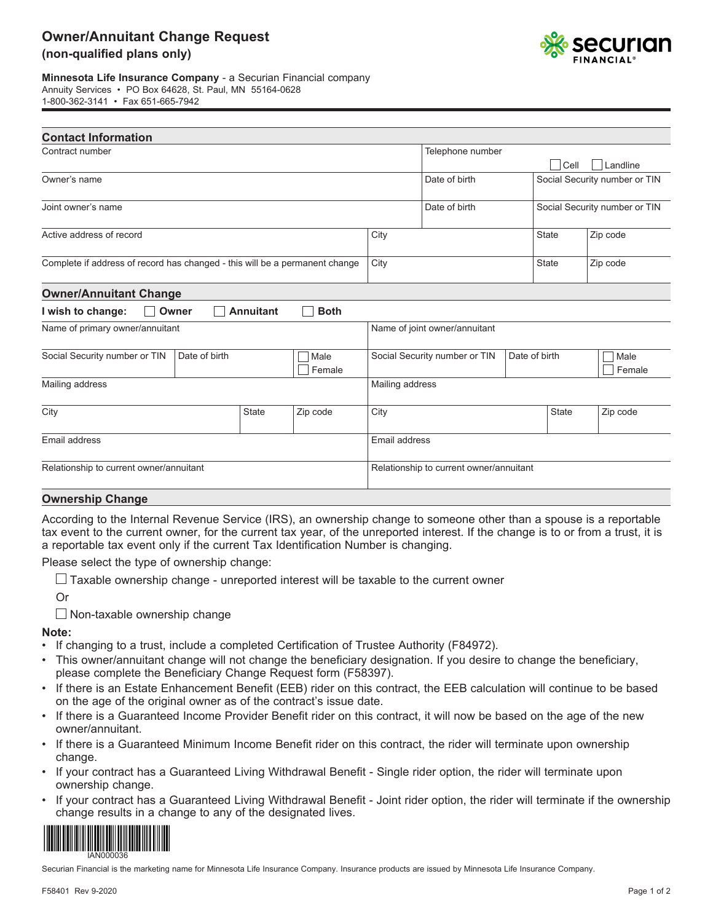# Owner/Annuitant Change Request
## (non-qualified plans only)

**Minnesota Life Insurance Company** - a Securian Financial company
Annuity Services • PO Box 64628, St. Paul, MN 55164-0628
1-800-362-3141 • Fax 651-665-7942

## Contact Information

| Contract number | | Telephone number ☐ Cell ☐ Landline | |
|---|---|---|---|
| Owner's name | | Date of birth | Social Security number or TIN |
| Joint owner's name | | Date of birth | Social Security number or TIN |
| Active address of record | City | State | Zip code |
| Complete if address of record has changed - this will be a permanent change | City | State | Zip code |

## Owner/Annuitant Change

**I wish to change:** ☐ **Owner** ☐ **Annuitant** ☐ **Both**

| Name of primary owner/annuitant | | | Name of joint owner/annuitant | | |
|---|---|---|---|---|---|
| Social Security number or TIN | Date of birth | ☐ Male ☐ Female | Social Security number or TIN | Date of birth | ☐ Male ☐ Female |
| Mailing address | | | Mailing address | | |
| City | State | Zip code | City | State | Zip code |
| Email address | | | Email address | | |
| Relationship to current owner/annuitant | | | Relationship to current owner/annuitant | | |

## Ownership Change

According to the Internal Revenue Service (IRS), an ownership change to someone other than a spouse is a reportable tax event to the current owner, for the current tax year, of the unreported interest. If the change is to or from a trust, it is a reportable tax event only if the current Tax Identification Number is changing.

Please select the type of ownership change:

☐ Taxable ownership change - unreported interest will be taxable to the current owner

Or

☐ Non-taxable ownership change

**Note:**

- If changing to a trust, include a completed Certification of Trustee Authority (F84972).
- This owner/annuitant change will not change the beneficiary designation. If you desire to change the beneficiary, please complete the Beneficiary Change Request form (F58397).
- If there is an Estate Enhancement Benefit (EEB) rider on this contract, the EEB calculation will continue to be based on the age of the original owner as of the contract's issue date.
- If there is a Guaranteed Income Provider Benefit rider on this contract, it will now be based on the age of the new owner/annuitant.
- If there is a Guaranteed Minimum Income Benefit rider on this contract, the rider will terminate upon ownership change.
- If your contract has a Guaranteed Living Withdrawal Benefit - Single rider option, the rider will terminate upon ownership change.
- If your contract has a Guaranteed Living Withdrawal Benefit - Joint rider option, the rider will terminate if the ownership change results in a change to any of the designated lives.

IAN000036

Securian Financial is the marketing name for Minnesota Life Insurance Company. Insurance products are issued by Minnesota Life Insurance Company.

F58401 Rev 9-2020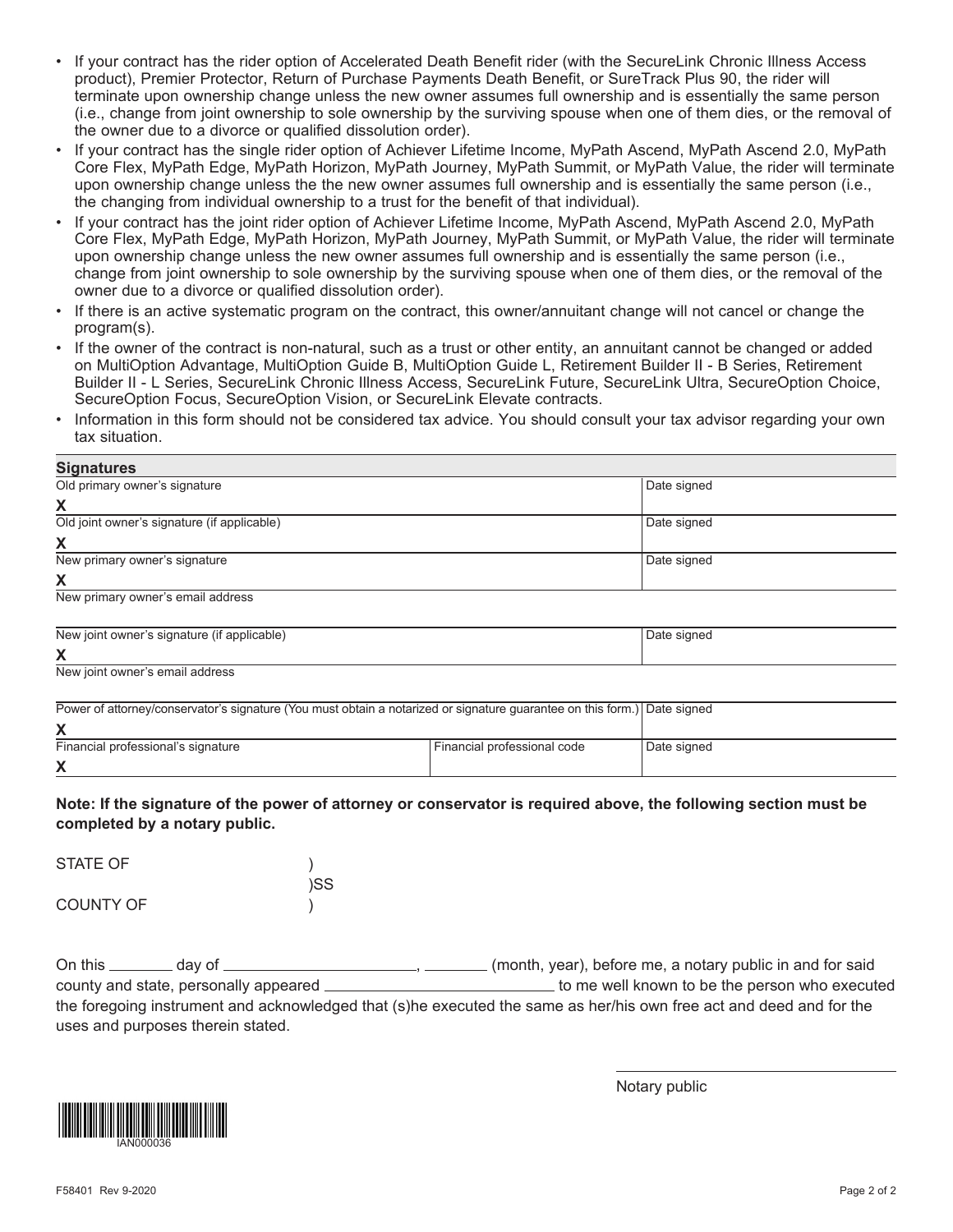- If your contract has the rider option of Accelerated Death Benefit rider (with the SecureLink Chronic Illness Access product), Premier Protector, Return of Purchase Payments Death Benefit, or SureTrack Plus 90, the rider will terminate upon ownership change unless the new owner assumes full ownership and is essentially the same person (i.e., change from joint ownership to sole ownership by the surviving spouse when one of them dies, or the removal of the owner due to a divorce or qualified dissolution order).
- If your contract has the single rider option of Achiever Lifetime Income, MyPath Ascend, MyPath Ascend 2.0, MyPath Core Flex, MyPath Edge, MyPath Horizon, MyPath Journey, MyPath Summit, or MyPath Value, the rider will terminate upon ownership change unless the the new owner assumes full ownership and is essentially the same person (i.e., the changing from individual ownership to a trust for the benefit of that individual).
- If your contract has the joint rider option of Achiever Lifetime Income, MyPath Ascend, MyPath Ascend 2.0, MyPath Core Flex, MyPath Edge, MyPath Horizon, MyPath Journey, MyPath Summit, or MyPath Value, the rider will terminate upon ownership change unless the new owner assumes full ownership and is essentially the same person (i.e., change from joint ownership to sole ownership by the surviving spouse when one of them dies, or the removal of the owner due to a divorce or qualified dissolution order).
- If there is an active systematic program on the contract, this owner/annuitant change will not cancel or change the program(s).
- If the owner of the contract is non-natural, such as a trust or other entity, an annuitant cannot be changed or added on MultiOption Advantage, MultiOption Guide B, MultiOption Guide L, Retirement Builder II - B Series, Retirement Builder II - L Series, SecureLink Chronic Illness Access, SecureLink Future, SecureLink Ultra, SecureOption Choice, SecureOption Focus, SecureOption Vision, or SecureLink Elevate contracts.
- Information in this form should not be considered tax advice. You should consult your tax advisor regarding your own tax situation.

## Signatures

| | | |
|---|---|---|
| Old primary owner's signature<br>X | | Date signed |
| Old joint owner's signature (if applicable)<br>X | | Date signed |
| New primary owner's signature<br>X | | Date signed |
| New primary owner's email address | | |
| New joint owner's signature (if applicable)<br>X | | Date signed |
| New joint owner's email address | | |
| Power of attorney/conservator's signature (You must obtain a notarized or signature guarantee on this form.)<br>X | | Date signed |
| Financial professional's signature<br>X | Financial professional code | Date signed |

**Note: If the signature of the power of attorney or conservator is required above, the following section must be completed by a notary public.**

STATE OF )
)SS
COUNTY OF )

On this ________ day of ______________________, ________ (month, year), before me, a notary public in and for said county and state, personally appeared ____________________________ to me well known to be the person who executed the foregoing instrument and acknowledged that (s)he executed the same as her/his own free act and deed and for the uses and purposes therein stated.

______________________________
Notary public

IAN000036

F58401 Rev 9-2020